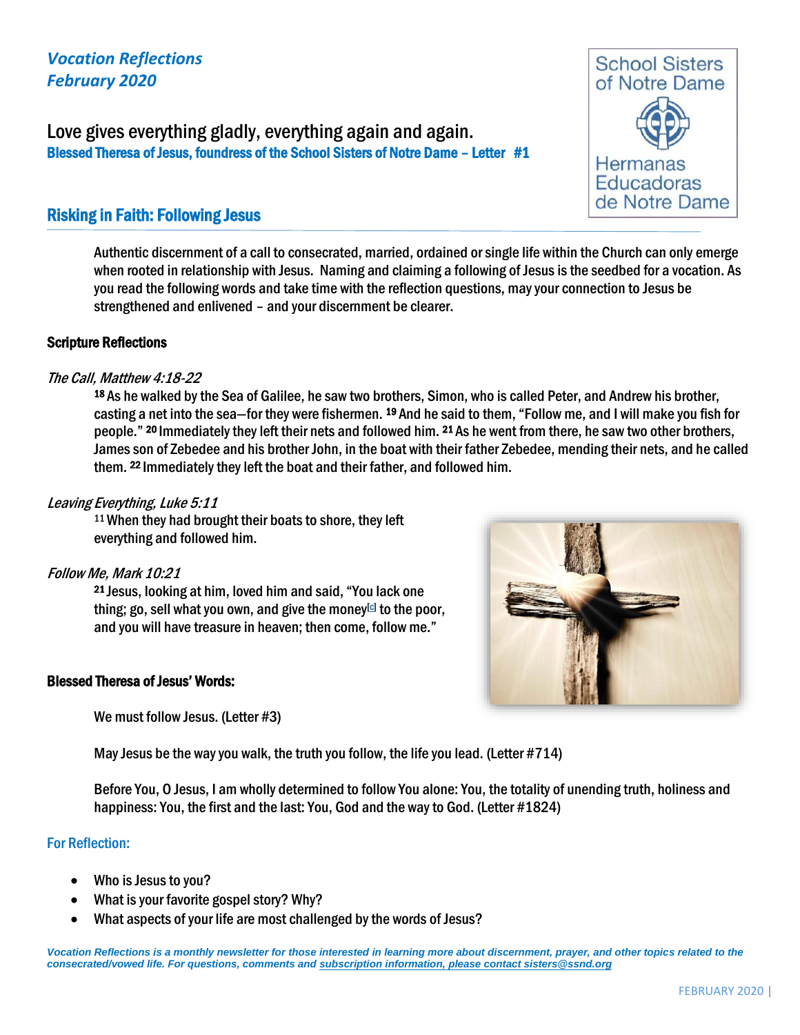*Vocation Reflections*
*February 2020*

School Sisters of Notre Dame

Hermanas Educadoras de Notre Dame

Love gives everything gladly, everything again and again.

**Blessed Theresa of Jesus, foundress of the School Sisters of Notre Dame – Letter #1**

## Risking in Faith: Following Jesus

Authentic discernment of a call to consecrated, married, ordained or single life within the Church can only emerge when rooted in relationship with Jesus. Naming and claiming a following of Jesus is the seedbed for a vocation. As you read the following words and take time with the reflection questions, may your connection to Jesus be strengthened and enlivened – and your discernment be clearer.

### Scripture Reflections

*The Call, Matthew 4:18-22*

**18** As he walked by the Sea of Galilee, he saw two brothers, Simon, who is called Peter, and Andrew his brother, casting a net into the sea—for they were fishermen. **19** And he said to them, "Follow me, and I will make you fish for people." **20** Immediately they left their nets and followed him. **21** As he went from there, he saw two other brothers, James son of Zebedee and his brother John, in the boat with their father Zebedee, mending their nets, and he called them. **22** Immediately they left the boat and their father, and followed him.

*Leaving Everything, Luke 5:11*

**11** When they had brought their boats to shore, they left everything and followed him.

*Follow Me, Mark 10:21*

**21** Jesus, looking at him, loved him and said, "You lack one thing; go, sell what you own, and give the money[c] to the poor, and you will have treasure in heaven; then come, follow me."

### Blessed Theresa of Jesus' Words:

We must follow Jesus. (Letter #3)

May Jesus be the way you walk, the truth you follow, the life you lead. (Letter #714)

Before You, O Jesus, I am wholly determined to follow You alone: You, the totality of unending truth, holiness and happiness: You, the first and the last: You, God and the way to God. (Letter #1824)

### For Reflection:

- Who is Jesus to you?
- What is your favorite gospel story? Why?
- What aspects of your life are most challenged by the words of Jesus?

***Vocation Reflections is a monthly newsletter for those interested in learning more about discernment, prayer, and other topics related to the consecrated/vowed life. For questions, comments and subscription information, please contact sisters@ssnd.org***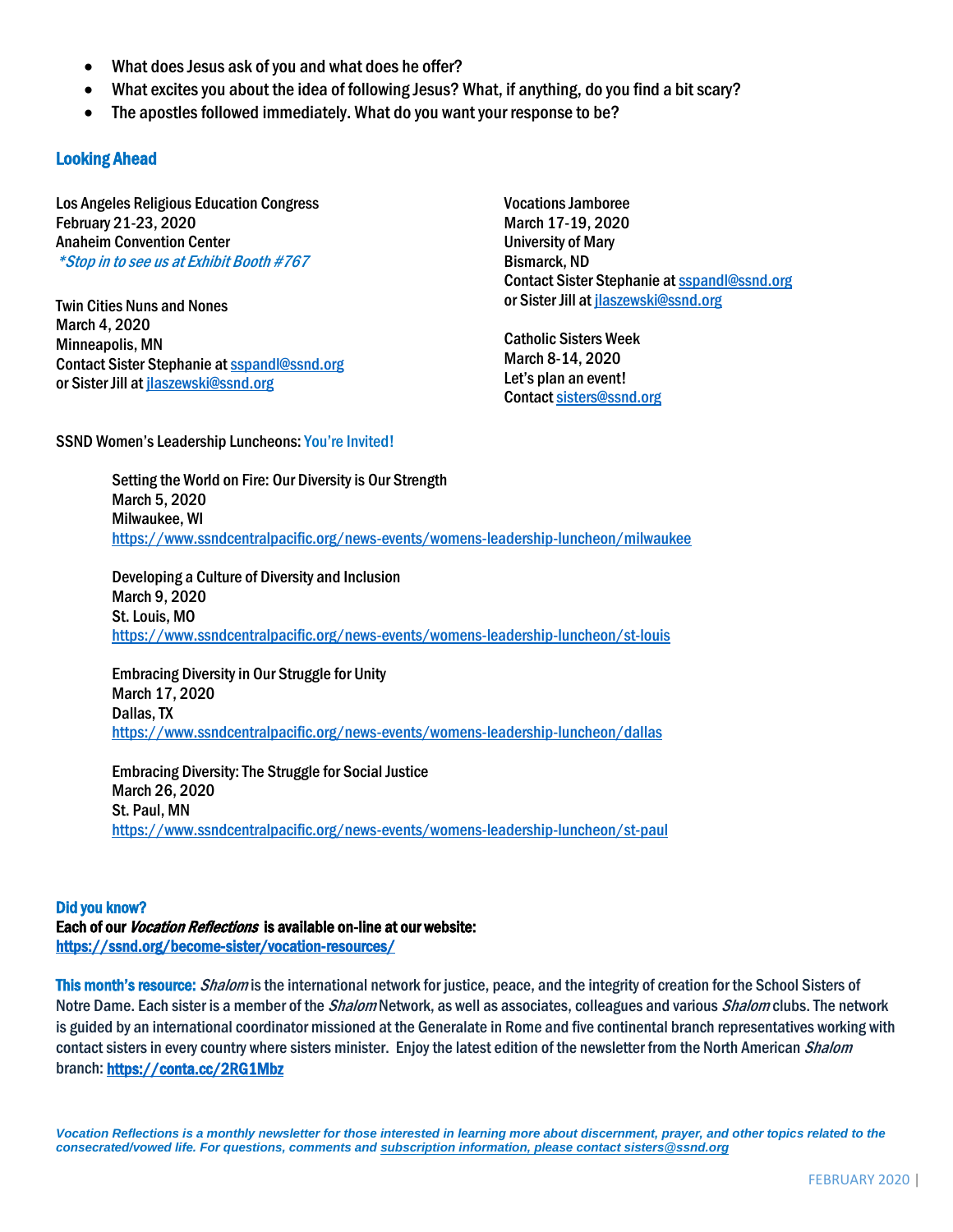- What does Jesus ask of you and what does he offer?
- What excites you about the idea of following Jesus? What, if anything, do you find a bit scary?
- The apostles followed immediately. What do you want your response to be?

## Looking Ahead

Los Angeles Religious Education Congress
February 21-23, 2020
Anaheim Convention Center
*\*Stop in to see us at Exhibit Booth #767*

Twin Cities Nuns and Nones
March 4, 2020
Minneapolis, MN
Contact Sister Stephanie at sspandl@ssnd.org
or Sister Jill at jlaszewski@ssnd.org

Vocations Jamboree
March 17-19, 2020
University of Mary
Bismarck, ND
Contact Sister Stephanie at sspandl@ssnd.org
or Sister Jill at jlaszewski@ssnd.org

Catholic Sisters Week
March 8-14, 2020
Let's plan an event!
Contact sisters@ssnd.org

SSND Women's Leadership Luncheons: You're Invited!

Setting the World on Fire: Our Diversity is Our Strength
March 5, 2020
Milwaukee, WI
https://www.ssndcentralpacific.org/news-events/womens-leadership-luncheon/milwaukee

Developing a Culture of Diversity and Inclusion
March 9, 2020
St. Louis, MO
https://www.ssndcentralpacific.org/news-events/womens-leadership-luncheon/st-louis

Embracing Diversity in Our Struggle for Unity
March 17, 2020
Dallas, TX
https://www.ssndcentralpacific.org/news-events/womens-leadership-luncheon/dallas

Embracing Diversity: The Struggle for Social Justice
March 26, 2020
St. Paul, MN
https://www.ssndcentralpacific.org/news-events/womens-leadership-luncheon/st-paul

**Did you know?**
**Each of our *Vocation Reflections* is available on-line at our website:**
**https://ssnd.org/become-sister/vocation-resources/**

**This month's resource:** *Shalom* is the international network for justice, peace, and the integrity of creation for the School Sisters of Notre Dame. Each sister is a member of the *Shalom* Network, as well as associates, colleagues and various *Shalom* clubs. The network is guided by an international coordinator missioned at the Generalate in Rome and five continental branch representatives working with contact sisters in every country where sisters minister. Enjoy the latest edition of the newsletter from the North American *Shalom* branch: **https://conta.cc/2RG1Mbz**

***Vocation Reflections is a monthly newsletter for those interested in learning more about discernment, prayer, and other topics related to the consecrated/vowed life. For questions, comments and subscription information, please contact sisters@ssnd.org***